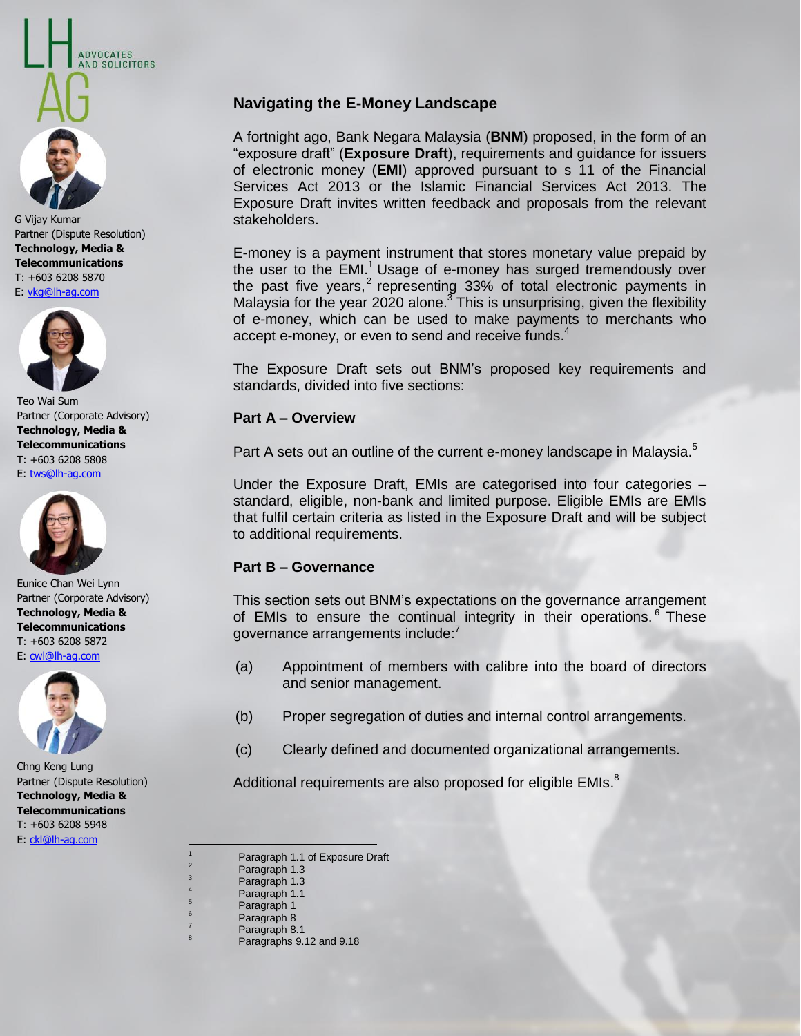LH AG ADVOCATES AND SOLICITORS

G Vijay Kumar
Partner (Dispute Resolution)
**Technology, Media & Telecommunications**
T: +603 6208 5870
E: vkg@lh-ag.com

Teo Wai Sum
Partner (Corporate Advisory)
**Technology, Media & Telecommunications**
T: +603 6208 5808
E: tws@lh-ag.com

Eunice Chan Wei Lynn
Partner (Corporate Advisory)
**Technology, Media & Telecommunications**
T: +603 6208 5872
E: cwl@lh-ag.com

Chng Keng Lung
Partner (Dispute Resolution)
**Technology, Media & Telecommunications**
T: +603 6208 5948
E: ckl@lh-ag.com

## Navigating the E-Money Landscape

A fortnight ago, Bank Negara Malaysia (**BNM**) proposed, in the form of an "exposure draft" (**Exposure Draft**), requirements and guidance for issuers of electronic money (**EMI**) approved pursuant to s 11 of the Financial Services Act 2013 or the Islamic Financial Services Act 2013. The Exposure Draft invites written feedback and proposals from the relevant stakeholders.

E-money is a payment instrument that stores monetary value prepaid by the user to the EMI.[1] Usage of e-money has surged tremendously over the past five years,[2] representing 33% of total electronic payments in Malaysia for the year 2020 alone.[3] This is unsurprising, given the flexibility of e-money, which can be used to make payments to merchants who accept e-money, or even to send and receive funds.[4]

The Exposure Draft sets out BNM's proposed key requirements and standards, divided into five sections:

### Part A – Overview

Part A sets out an outline of the current e-money landscape in Malaysia.[5]

Under the Exposure Draft, EMIs are categorised into four categories – standard, eligible, non-bank and limited purpose. Eligible EMIs are EMIs that fulfil certain criteria as listed in the Exposure Draft and will be subject to additional requirements.

### Part B – Governance

This section sets out BNM's expectations on the governance arrangement of EMIs to ensure the continual integrity in their operations.[6] These governance arrangements include:[7]

(a) Appointment of members with calibre into the board of directors and senior management.

(b) Proper segregation of duties and internal control arrangements.

(c) Clearly defined and documented organizational arrangements.

Additional requirements are also proposed for eligible EMIs.[8]

---

[1] Paragraph 1.1 of Exposure Draft
[2] Paragraph 1.3
[3] Paragraph 1.3
[4] Paragraph 1.1
[5] Paragraph 1
[6] Paragraph 8
[7] Paragraph 8.1
[8] Paragraphs 9.12 and 9.18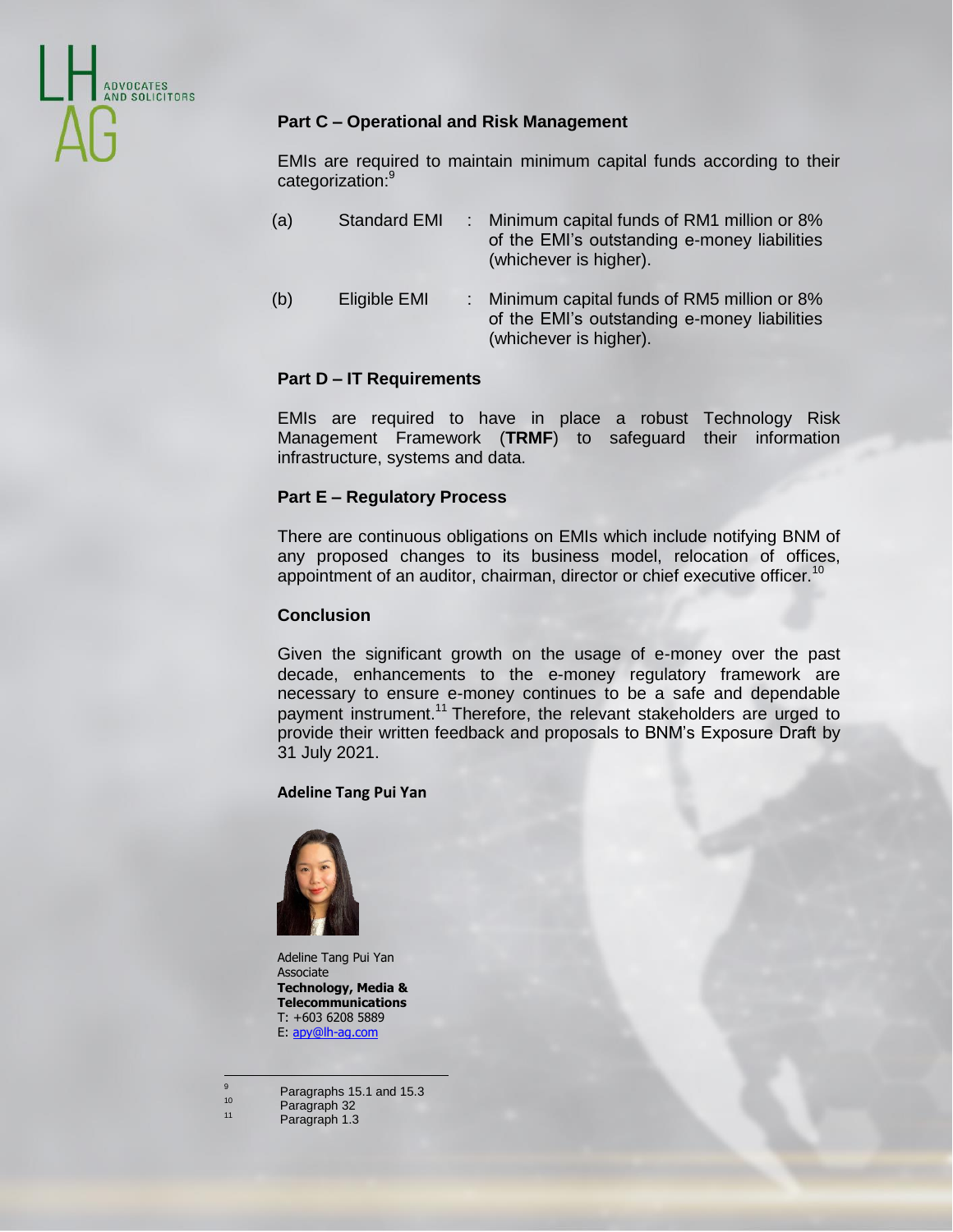### Part C – Operational and Risk Management

EMIs are required to maintain minimum capital funds according to their categorization:[9]

(a) Standard EMI : Minimum capital funds of RM1 million or 8% of the EMI's outstanding e-money liabilities (whichever is higher).

(b) Eligible EMI : Minimum capital funds of RM5 million or 8% of the EMI's outstanding e-money liabilities (whichever is higher).

### Part D – IT Requirements

EMIs are required to have in place a robust Technology Risk Management Framework (**TRMF**) to safeguard their information infrastructure, systems and data.

### Part E – Regulatory Process

There are continuous obligations on EMIs which include notifying BNM of any proposed changes to its business model, relocation of offices, appointment of an auditor, chairman, director or chief executive officer.[10]

### Conclusion

Given the significant growth on the usage of e-money over the past decade, enhancements to the e-money regulatory framework are necessary to ensure e-money continues to be a safe and dependable payment instrument.[11] Therefore, the relevant stakeholders are urged to provide their written feedback and proposals to BNM's Exposure Draft by 31 July 2021.

**Adeline Tang Pui Yan**

Adeline Tang Pui Yan
Associate
**Technology, Media & Telecommunications**
T: +603 6208 5889
E: apy@lh-ag.com

---

[9] Paragraphs 15.1 and 15.3
[10] Paragraph 32
[11] Paragraph 1.3